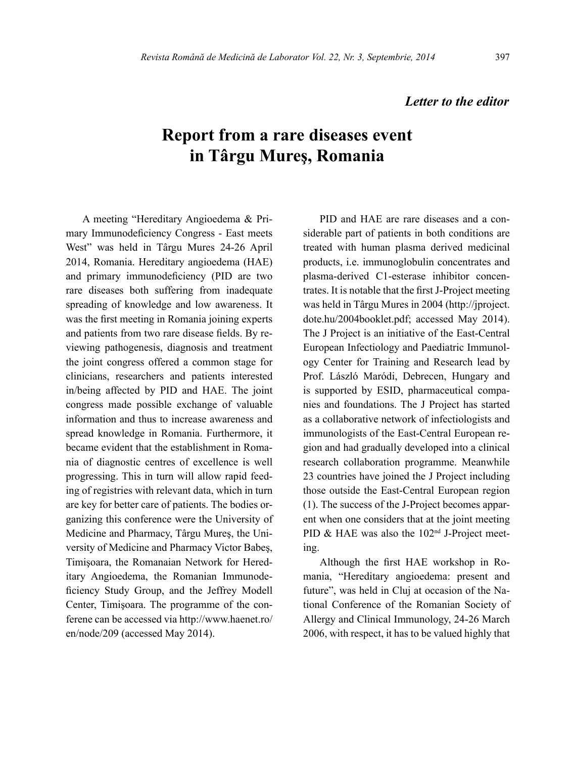*Letter to the editor*

# Report from a rare diseases event in Târgu Mureş, Romania

A meeting "Hereditary Angioedema & Primary Immunodeficiency Congress - East meets West" was held in Târgu Mures 24-26 April 2014, Romania. Hereditary angioedema (HAE) and primary immunodeficiency (PID are two rare diseases both suffering from inadequate spreading of knowledge and low awareness. It was the first meeting in Romania joining experts and patients from two rare disease fields. By reviewing pathogenesis, diagnosis and treatment the joint congress offered a common stage for clinicians, researchers and patients interested in/being affected by PID and HAE. The joint congress made possible exchange of valuable information and thus to increase awareness and spread knowledge in Romania. Furthermore, it became evident that the establishment in Romania of diagnostic centres of excellence is well progressing. This in turn will allow rapid feeding of registries with relevant data, which in turn are key for better care of patients. The bodies organizing this conference were the University of Medicine and Pharmacy, Târgu Mureş, the University of Medicine and Pharmacy Victor Babeş, Timişoara, the Romanaian Network for Hereditary Angioedema, the Romanian Immunodeficiency Study Group, and the Jeffrey Modell Center, Timişoara. The programme of the conferene can be accessed via http://www.haenet.ro/en/node/209 (accessed May 2014).

PID and HAE are rare diseases and a considerable part of patients in both conditions are treated with human plasma derived medicinal products, i.e. immunoglobulin concentrates and plasma-derived C1-esterase inhibitor concentrates. It is notable that the first J-Project meeting was held in Târgu Mures in 2004 (http://jproject.dote.hu/2004booklet.pdf; accessed May 2014). The J Project is an initiative of the East-Central European Infectiology and Paediatric Immunology Center for Training and Research lead by Prof. László Maródi, Debrecen, Hungary and is supported by ESID, pharmaceutical companies and foundations. The J Project has started as a collaborative network of infectiologists and immunologists of the East-Central European region and had gradually developed into a clinical research collaboration programme. Meanwhile 23 countries have joined the J Project including those outside the East-Central European region (1). The success of the J-Project becomes apparent when one considers that at the joint meeting PID & HAE was also the 102nd J-Project meeting.

Although the first HAE workshop in Romania, "Hereditary angioedema: present and future", was held in Cluj at occasion of the National Conference of the Romanian Society of Allergy and Clinical Immunology, 24-26 March 2006, with respect, it has to be valued highly that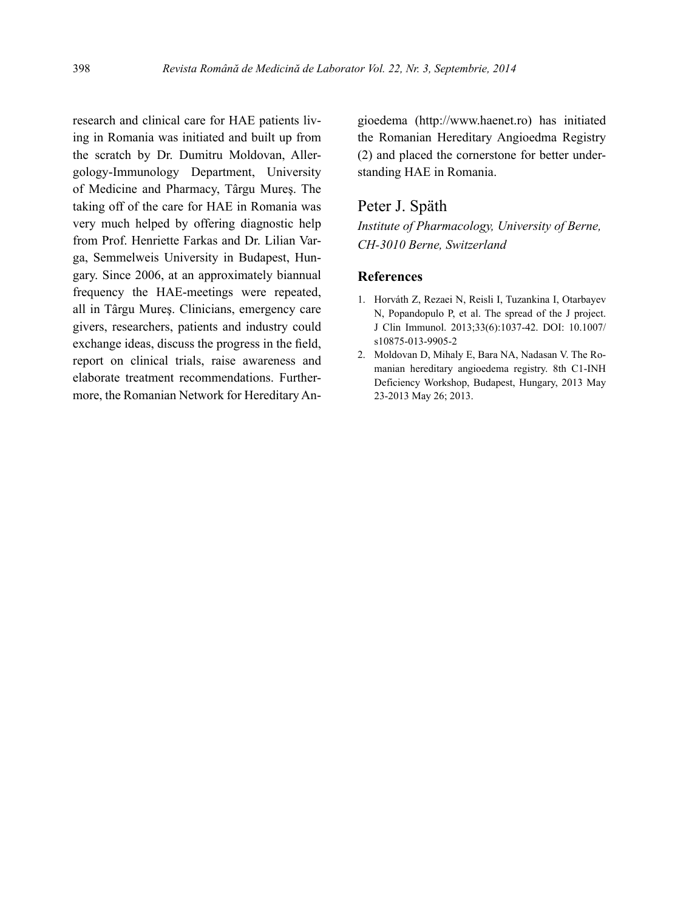research and clinical care for HAE patients living in Romania was initiated and built up from the scratch by Dr. Dumitru Moldovan, Allergology-Immunology Department, University of Medicine and Pharmacy, Târgu Mureş. The taking off of the care for HAE in Romania was very much helped by offering diagnostic help from Prof. Henriette Farkas and Dr. Lilian Varga, Semmelweis University in Budapest, Hungary. Since 2006, at an approximately biannual frequency the HAE-meetings were repeated, all in Târgu Mureş. Clinicians, emergency care givers, researchers, patients and industry could exchange ideas, discuss the progress in the field, report on clinical trials, raise awareness and elaborate treatment recommendations. Furthermore, the Romanian Network for Hereditary Angioedema (http://www.haenet.ro) has initiated the Romanian Hereditary Angioedma Registry (2) and placed the cornerstone for better understanding HAE in Romania.

## Peter J. Späth

*Institute of Pharmacology, University of Berne, CH-3010 Berne, Switzerland*

### References

1. Horváth Z, Rezaei N, Reisli I, Tuzankina I, Otarbayev N, Popandopulo P, et al. The spread of the J project. J Clin Immunol. 2013;33(6):1037-42. DOI: 10.1007/s10875-013-9905-2
2. Moldovan D, Mihaly E, Bara NA, Nadasan V. The Romanian hereditary angioedema registry. 8th C1-INH Deficiency Workshop, Budapest, Hungary, 2013 May 23-2013 May 26; 2013.